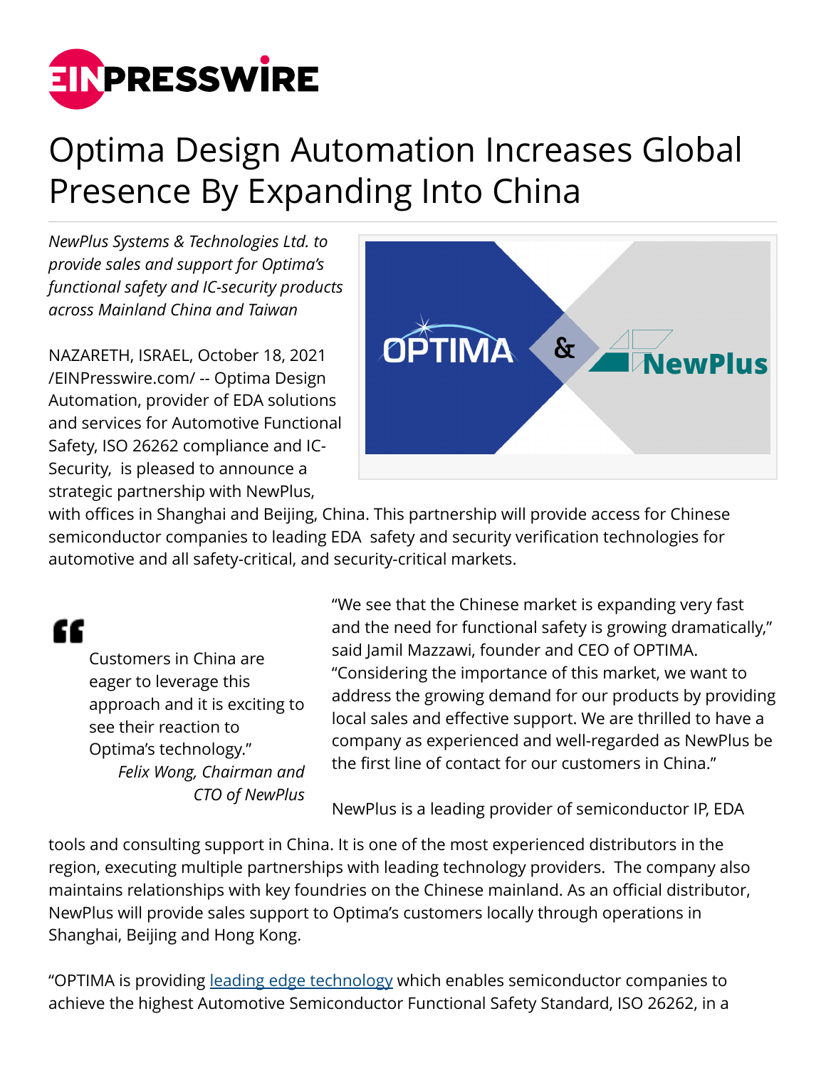# Optima Design Automation Increases Global Presence By Expanding Into China

*NewPlus Systems & Technologies Ltd. to provide sales and support for Optima's functional safety and IC-security products across Mainland China and Taiwan*

NAZARETH, ISRAEL, October 18, 2021 /EINPresswire.com/ -- Optima Design Automation, provider of EDA solutions and services for Automotive Functional Safety, ISO 26262 compliance and IC-Security, is pleased to announce a strategic partnership with NewPlus, with offices in Shanghai and Beijing, China. This partnership will provide access for Chinese semiconductor companies to leading EDA safety and security verification technologies for automotive and all safety-critical, and security-critical markets.

> Customers in China are eager to leverage this approach and it is exciting to see their reaction to Optima's technology."
>
> *Felix Wong, Chairman and CTO of NewPlus*

"We see that the Chinese market is expanding very fast and the need for functional safety is growing dramatically," said Jamil Mazzawi, founder and CEO of OPTIMA. "Considering the importance of this market, we want to address the growing demand for our products by providing local sales and effective support. We are thrilled to have a company as experienced and well-regarded as NewPlus be the first line of contact for our customers in China."

NewPlus is a leading provider of semiconductor IP, EDA tools and consulting support in China. It is one of the most experienced distributors in the region, executing multiple partnerships with leading technology providers. The company also maintains relationships with key foundries on the Chinese mainland. As an official distributor, NewPlus will provide sales support to Optima's customers locally through operations in Shanghai, Beijing and Hong Kong.

"OPTIMA is providing [leading edge technology] which enables semiconductor companies to achieve the highest Automotive Semiconductor Functional Safety Standard, ISO 26262, in a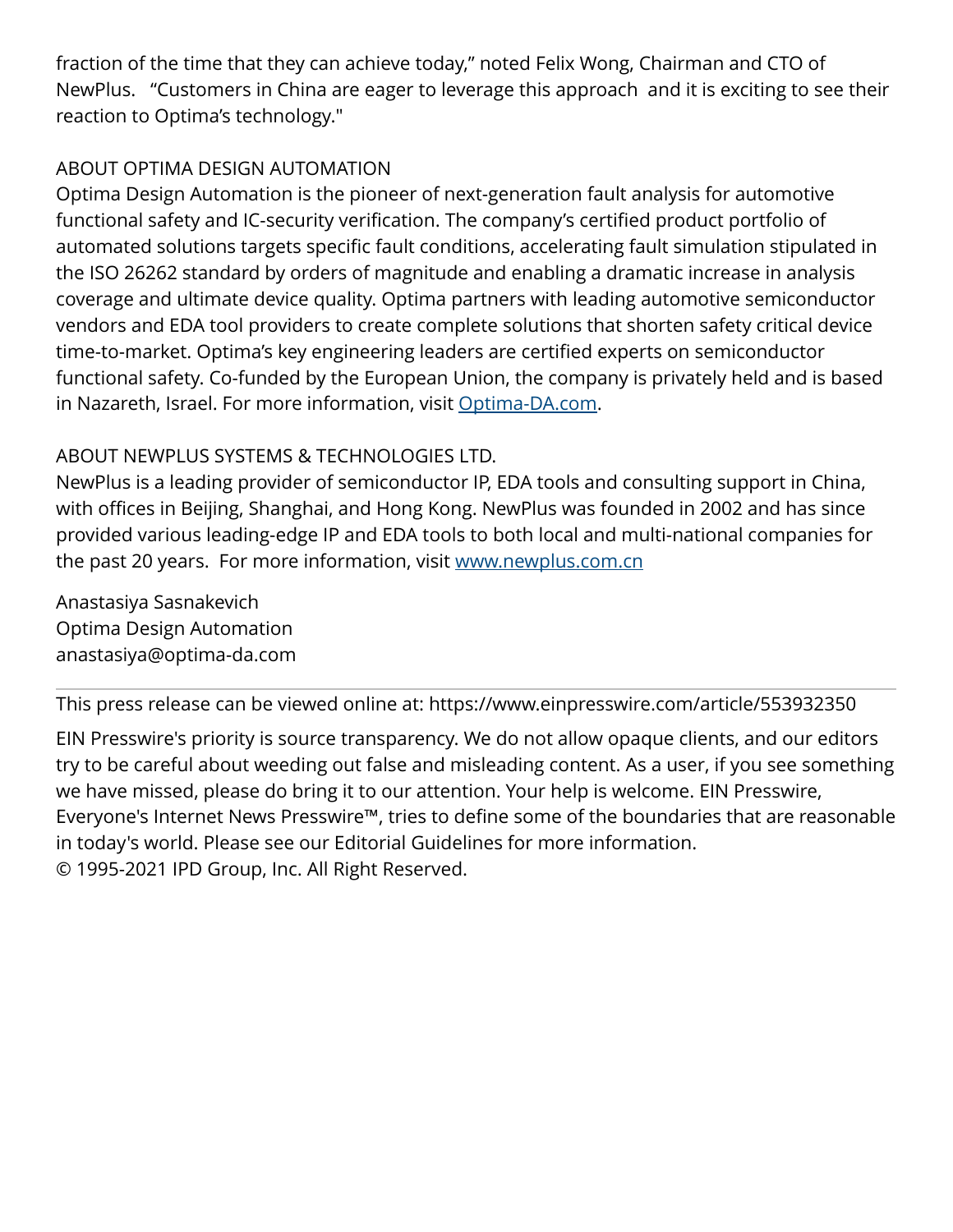fraction of the time that they can achieve today," noted Felix Wong, Chairman and CTO of NewPlus. "Customers in China are eager to leverage this approach and it is exciting to see their reaction to Optima's technology."

ABOUT OPTIMA DESIGN AUTOMATION

Optima Design Automation is the pioneer of next-generation fault analysis for automotive functional safety and IC-security verification. The company's certified product portfolio of automated solutions targets specific fault conditions, accelerating fault simulation stipulated in the ISO 26262 standard by orders of magnitude and enabling a dramatic increase in analysis coverage and ultimate device quality. Optima partners with leading automotive semiconductor vendors and EDA tool providers to create complete solutions that shorten safety critical device time-to-market. Optima's key engineering leaders are certified experts on semiconductor functional safety. Co-funded by the European Union, the company is privately held and is based in Nazareth, Israel. For more information, visit [Optima-DA.com](Optima-DA.com).

ABOUT NEWPLUS SYSTEMS & TECHNOLOGIES LTD.

NewPlus is a leading provider of semiconductor IP, EDA tools and consulting support in China, with offices in Beijing, Shanghai, and Hong Kong. NewPlus was founded in 2002 and has since provided various leading-edge IP and EDA tools to both local and multi-national companies for the past 20 years. For more information, visit [www.newplus.com.cn](www.newplus.com.cn)

Anastasiya Sasnakevich
Optima Design Automation
anastasiya@optima-da.com

---

This press release can be viewed online at: https://www.einpresswire.com/article/553932350

EIN Presswire's priority is source transparency. We do not allow opaque clients, and our editors try to be careful about weeding out false and misleading content. As a user, if you see something we have missed, please do bring it to our attention. Your help is welcome. EIN Presswire, Everyone's Internet News Presswire™, tries to define some of the boundaries that are reasonable in today's world. Please see our Editorial Guidelines for more information.
© 1995-2021 IPD Group, Inc. All Right Reserved.